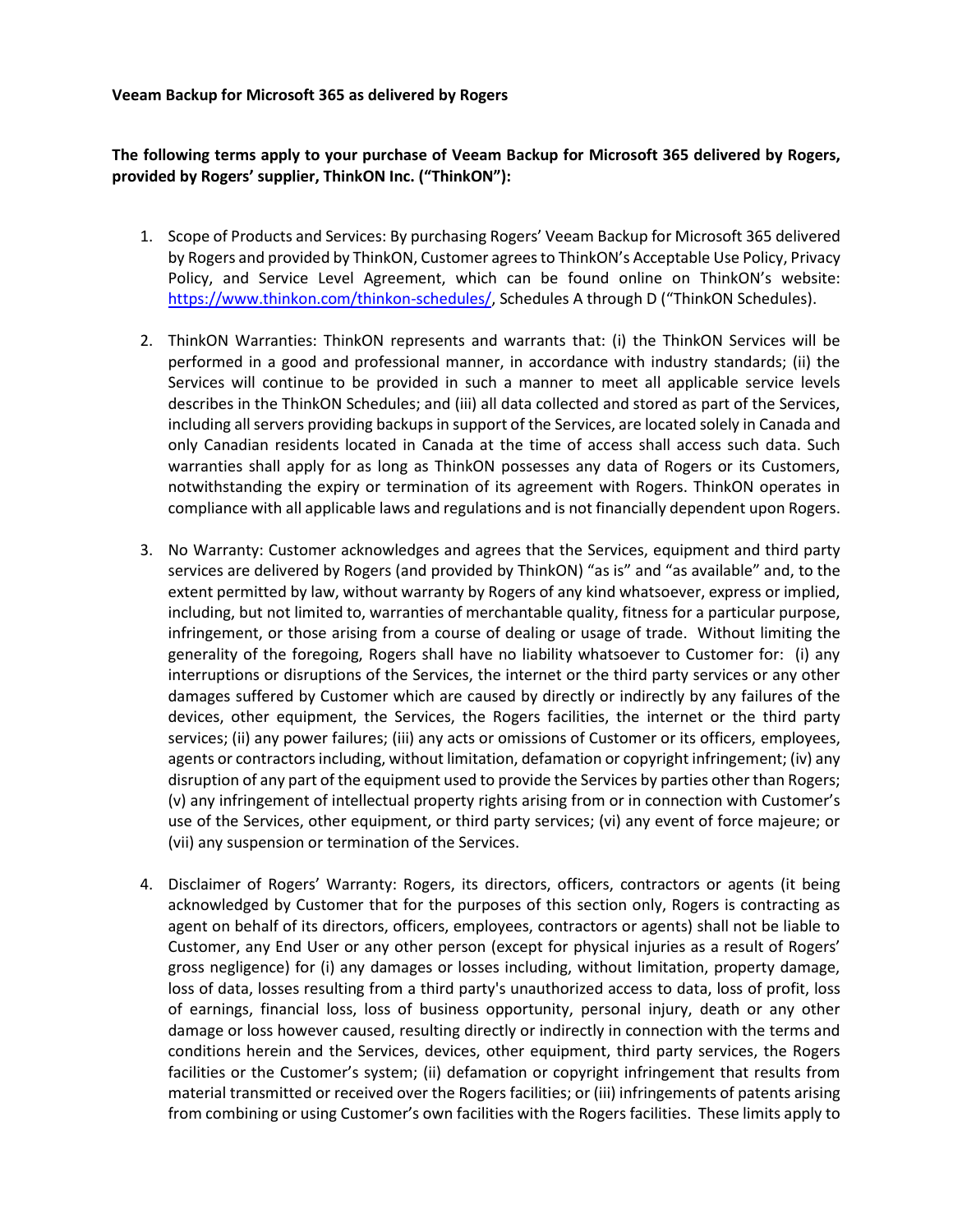**Veeam Backup for Microsoft 365 as delivered by Rogers**

**The following terms apply to your purchase of Veeam Backup for Microsoft 365 delivered by Rogers, provided by Rogers' supplier, ThinkON Inc. ("ThinkON"):**

1. Scope of Products and Services: By purchasing Rogers' Veeam Backup for Microsoft 365 delivered by Rogers and provided by ThinkON, Customer agrees to ThinkON's Acceptable Use Policy, Privacy Policy, and Service Level Agreement, which can be found online on ThinkON's website: [https://www.thinkon.com/thinkon-schedules/](https://www.thinkon.com/thinkon-schedules/), Schedules A through D ("ThinkON Schedules).

2. ThinkON Warranties: ThinkON represents and warrants that: (i) the ThinkON Services will be performed in a good and professional manner, in accordance with industry standards; (ii) the Services will continue to be provided in such a manner to meet all applicable service levels describes in the ThinkON Schedules; and (iii) all data collected and stored as part of the Services, including all servers providing backups in support of the Services, are located solely in Canada and only Canadian residents located in Canada at the time of access shall access such data. Such warranties shall apply for as long as ThinkON possesses any data of Rogers or its Customers, notwithstanding the expiry or termination of its agreement with Rogers. ThinkON operates in compliance with all applicable laws and regulations and is not financially dependent upon Rogers.

3. No Warranty: Customer acknowledges and agrees that the Services, equipment and third party services are delivered by Rogers (and provided by ThinkON) "as is" and "as available" and, to the extent permitted by law, without warranty by Rogers of any kind whatsoever, express or implied, including, but not limited to, warranties of merchantable quality, fitness for a particular purpose, infringement, or those arising from a course of dealing or usage of trade. Without limiting the generality of the foregoing, Rogers shall have no liability whatsoever to Customer for: (i) any interruptions or disruptions of the Services, the internet or the third party services or any other damages suffered by Customer which are caused by directly or indirectly by any failures of the devices, other equipment, the Services, the Rogers facilities, the internet or the third party services; (ii) any power failures; (iii) any acts or omissions of Customer or its officers, employees, agents or contractors including, without limitation, defamation or copyright infringement; (iv) any disruption of any part of the equipment used to provide the Services by parties other than Rogers; (v) any infringement of intellectual property rights arising from or in connection with Customer's use of the Services, other equipment, or third party services; (vi) any event of force majeure; or (vii) any suspension or termination of the Services.

4. Disclaimer of Rogers' Warranty: Rogers, its directors, officers, contractors or agents (it being acknowledged by Customer that for the purposes of this section only, Rogers is contracting as agent on behalf of its directors, officers, employees, contractors or agents) shall not be liable to Customer, any End User or any other person (except for physical injuries as a result of Rogers' gross negligence) for (i) any damages or losses including, without limitation, property damage, loss of data, losses resulting from a third party's unauthorized access to data, loss of profit, loss of earnings, financial loss, loss of business opportunity, personal injury, death or any other damage or loss however caused, resulting directly or indirectly in connection with the terms and conditions herein and the Services, devices, other equipment, third party services, the Rogers facilities or the Customer's system; (ii) defamation or copyright infringement that results from material transmitted or received over the Rogers facilities; or (iii) infringements of patents arising from combining or using Customer's own facilities with the Rogers facilities. These limits apply to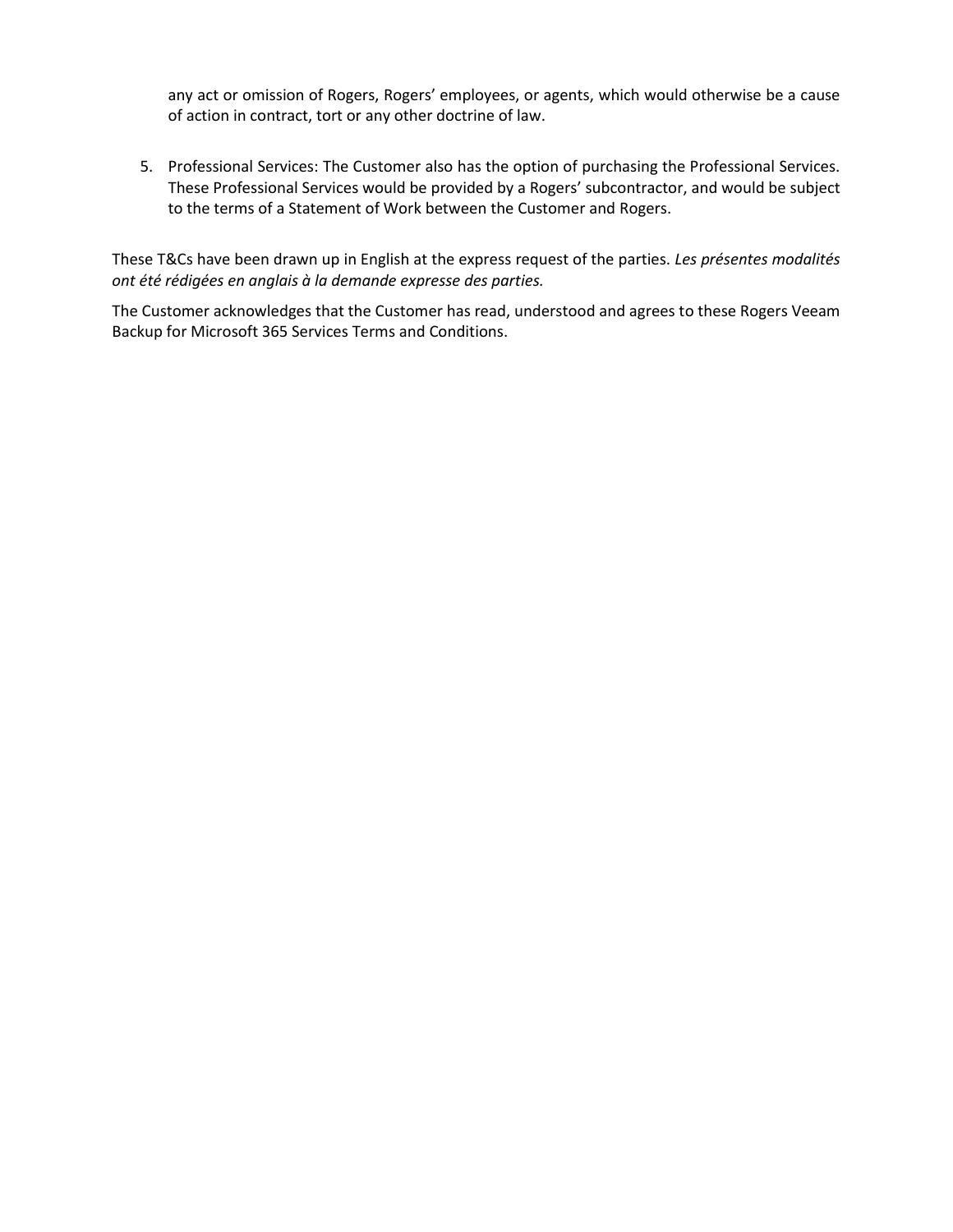any act or omission of Rogers, Rogers' employees, or agents, which would otherwise be a cause of action in contract, tort or any other doctrine of law.

5. Professional Services: The Customer also has the option of purchasing the Professional Services. These Professional Services would be provided by a Rogers' subcontractor, and would be subject to the terms of a Statement of Work between the Customer and Rogers.

These T&Cs have been drawn up in English at the express request of the parties. *Les présentes modalités ont été rédigées en anglais à la demande expresse des parties.*

The Customer acknowledges that the Customer has read, understood and agrees to these Rogers Veeam Backup for Microsoft 365 Services Terms and Conditions.